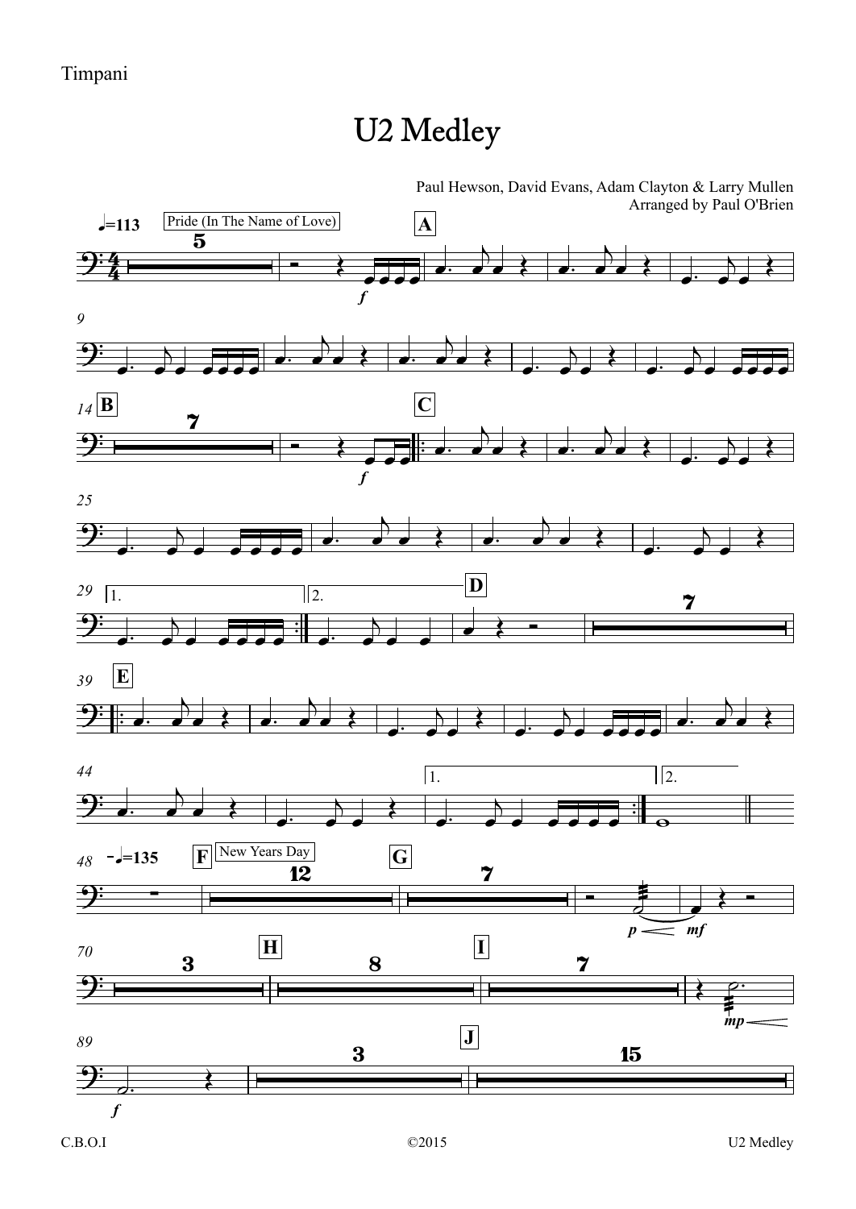Timpani

# U2 Medley

Paul Hewson, David Evans, Adam Clayton & Larry Mullen
Arranged by Paul O'Brien

♩=113 Pride (In The Name of Love)

A

B

C

D

E

♩=135 F New Years Day

G

H

I

J